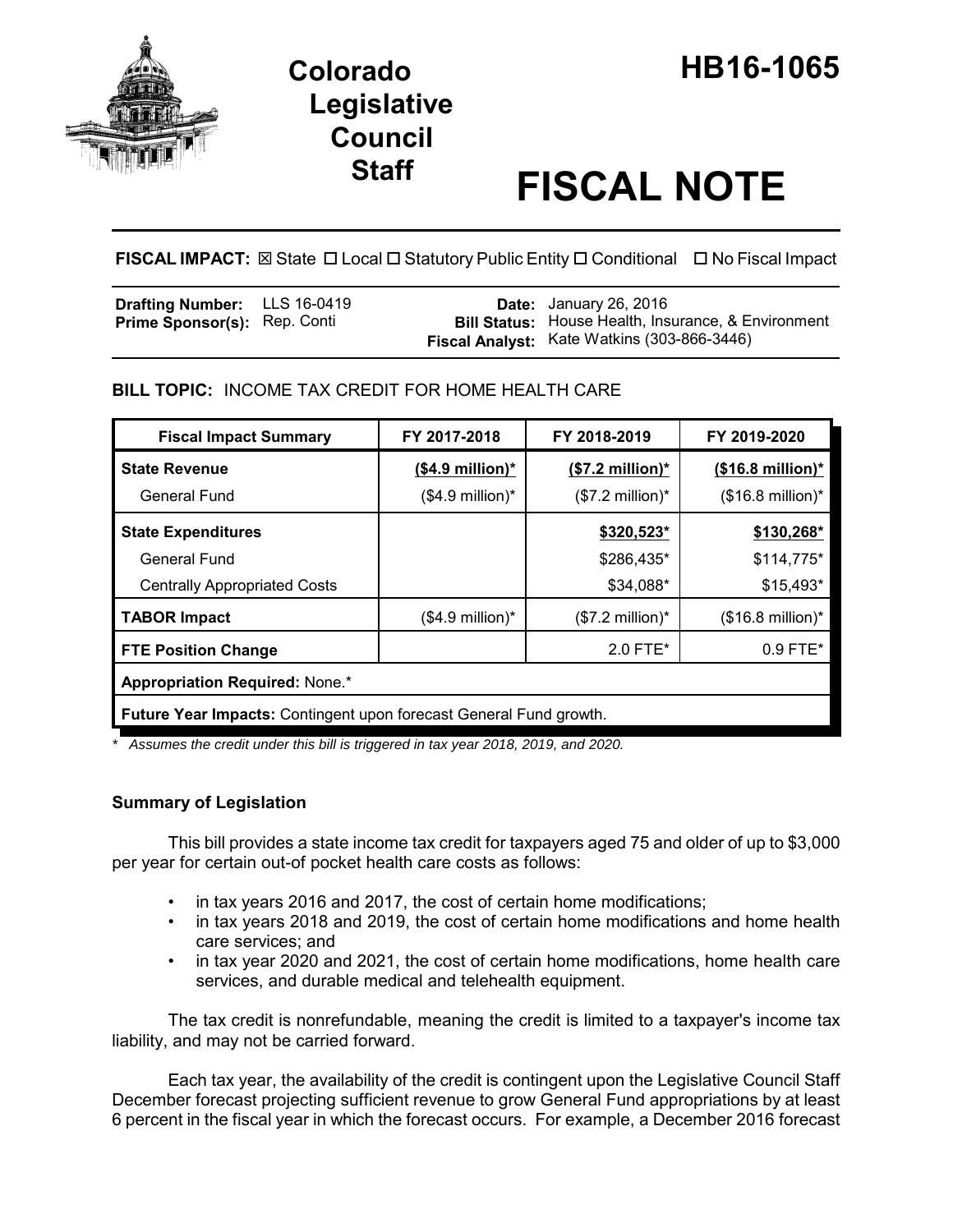# Colorado Legislative Council Staff

# HB16-1065

# FISCAL NOTE

**FISCAL IMPACT:** ☒ State ☐ Local ☐ Statutory Public Entity ☐ Conditional ☐ No Fiscal Impact

| | | | |
|---|---|---|---|
| **Drafting Number:** | LLS 16-0419 | **Date:** | January 26, 2016 |
| **Prime Sponsor(s):** | Rep. Conti | **Bill Status:** | House Health, Insurance, & Environment |
| | | **Fiscal Analyst:** | Kate Watkins (303-866-3446) |

**BILL TOPIC:** INCOME TAX CREDIT FOR HOME HEALTH CARE

| Fiscal Impact Summary | FY 2017-2018 | FY 2018-2019 | FY 2019-2020 |
|---|---|---|---|
| **State Revenue** | **($4.9 million)*** | **($7.2 million)*** | **($16.8 million)*** |
| General Fund | ($4.9 million)* | ($7.2 million)* | ($16.8 million)* |
| **State Expenditures** | | **$320,523*** | **$130,268*** |
| General Fund | | $286,435* | $114,775* |
| Centrally Appropriated Costs | | $34,088* | $15,493* |
| **TABOR Impact** | ($4.9 million)* | ($7.2 million)* | ($16.8 million)* |
| **FTE Position Change** | | 2.0 FTE* | 0.9 FTE* |
| **Appropriation Required:** None.* | | | |
| **Future Year Impacts:** Contingent upon forecast General Fund growth. | | | |

*\* Assumes the credit under this bill is triggered in tax year 2018, 2019, and 2020.*

## Summary of Legislation

This bill provides a state income tax credit for taxpayers aged 75 and older of up to $3,000 per year for certain out-of pocket health care costs as follows:

- in tax years 2016 and 2017, the cost of certain home modifications;
- in tax years 2018 and 2019, the cost of certain home modifications and home health care services; and
- in tax year 2020 and 2021, the cost of certain home modifications, home health care services, and durable medical and telehealth equipment.

The tax credit is nonrefundable, meaning the credit is limited to a taxpayer's income tax liability, and may not be carried forward.

Each tax year, the availability of the credit is contingent upon the Legislative Council Staff December forecast projecting sufficient revenue to grow General Fund appropriations by at least 6 percent in the fiscal year in which the forecast occurs. For example, a December 2016 forecast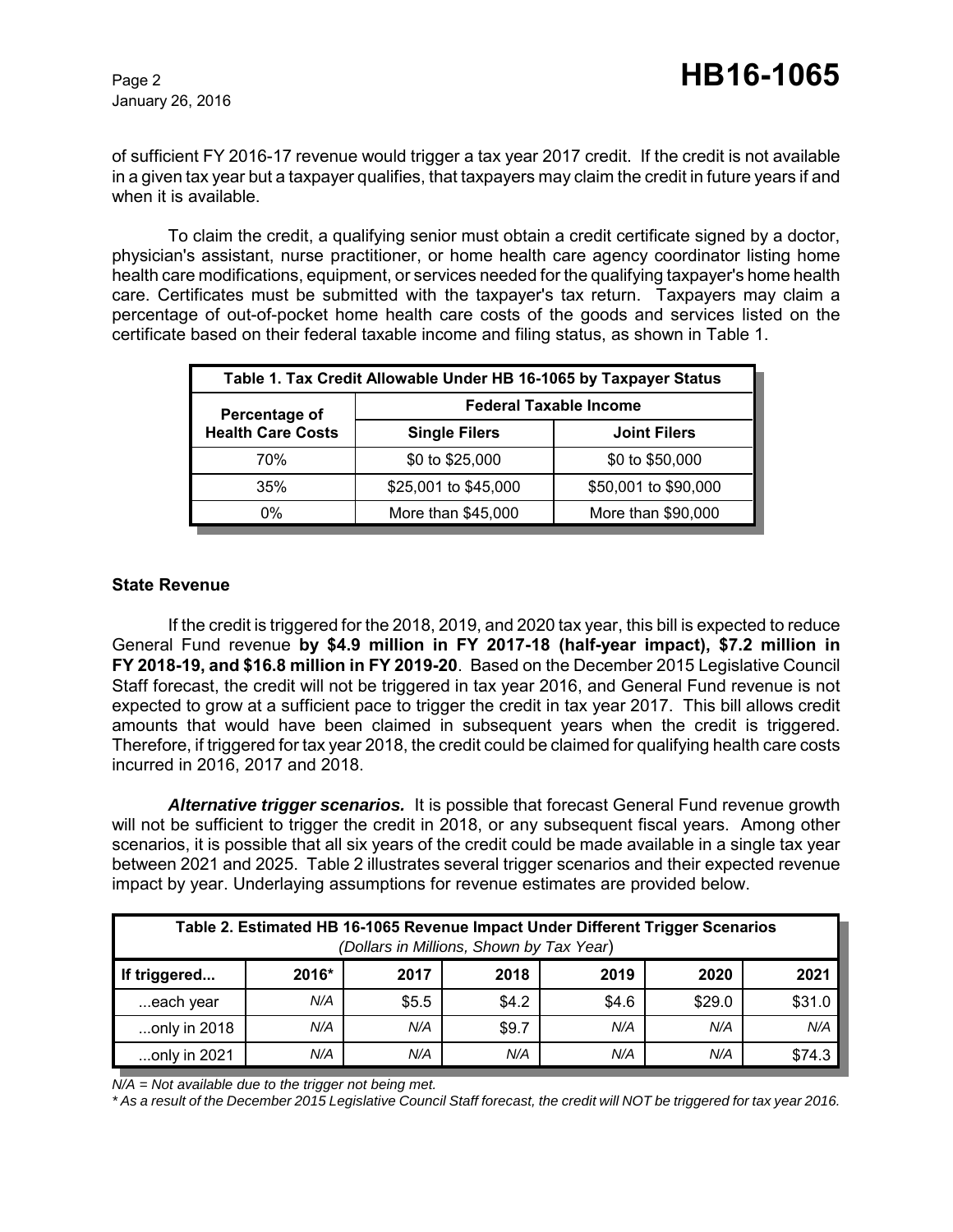of sufficient FY 2016-17 revenue would trigger a tax year 2017 credit. If the credit is not available in a given tax year but a taxpayer qualifies, that taxpayers may claim the credit in future years if and when it is available.

To claim the credit, a qualifying senior must obtain a credit certificate signed by a doctor, physician's assistant, nurse practitioner, or home health care agency coordinator listing home health care modifications, equipment, or services needed for the qualifying taxpayer's home health care. Certificates must be submitted with the taxpayer's tax return. Taxpayers may claim a percentage of out-of-pocket home health care costs of the goods and services listed on the certificate based on their federal taxable income and filing status, as shown in Table 1.

**Table 1. Tax Credit Allowable Under HB 16-1065 by Taxpayer Status**

| Percentage of Health Care Costs | Federal Taxable Income | |
|---|---|---|
| | **Single Filers** | **Joint Filers** |
| 70% | $0 to $25,000 | $0 to $50,000 |
| 35% | $25,001 to $45,000 | $50,001 to $90,000 |
| 0% | More than $45,000 | More than $90,000 |

### State Revenue

If the credit is triggered for the 2018, 2019, and 2020 tax year, this bill is expected to reduce General Fund revenue **by $4.9 million in FY 2017-18 (half-year impact), $7.2 million in FY 2018-19, and $16.8 million in FY 2019-20**. Based on the December 2015 Legislative Council Staff forecast, the credit will not be triggered in tax year 2016, and General Fund revenue is not expected to grow at a sufficient pace to trigger the credit in tax year 2017. This bill allows credit amounts that would have been claimed in subsequent years when the credit is triggered. Therefore, if triggered for tax year 2018, the credit could be claimed for qualifying health care costs incurred in 2016, 2017 and 2018.

***Alternative trigger scenarios.*** It is possible that forecast General Fund revenue growth will not be sufficient to trigger the credit in 2018, or any subsequent fiscal years. Among other scenarios, it is possible that all six years of the credit could be made available in a single tax year between 2021 and 2025. Table 2 illustrates several trigger scenarios and their expected revenue impact by year. Underlaying assumptions for revenue estimates are provided below.

**Table 2. Estimated HB 16-1065 Revenue Impact Under Different Trigger Scenarios**
*(Dollars in Millions, Shown by Tax Year)*

| If triggered... | 2016* | 2017 | 2018 | 2019 | 2020 | 2021 |
|---|---|---|---|---|---|---|
| ...each year | *N/A* | $5.5 | $4.2 | $4.6 | $29.0 | $31.0 |
| ...only in 2018 | *N/A* | *N/A* | $9.7 | *N/A* | *N/A* | *N/A* |
| ...only in 2021 | *N/A* | *N/A* | *N/A* | *N/A* | *N/A* | $74.3 |

*N/A = Not available due to the trigger not being met.*

*\* As a result of the December 2015 Legislative Council Staff forecast, the credit will NOT be triggered for tax year 2016.*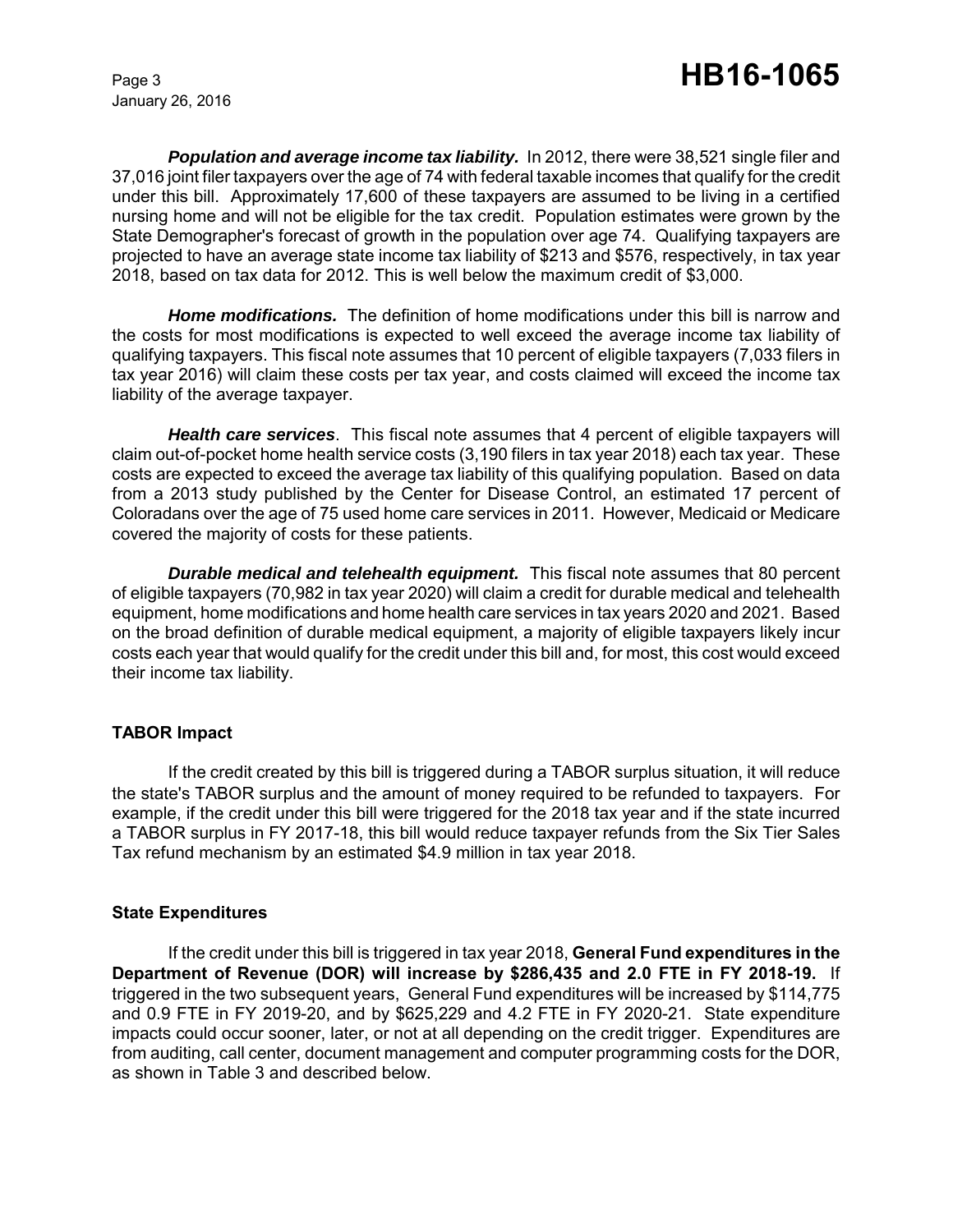***Population and average income tax liability.*** In 2012, there were 38,521 single filer and 37,016 joint filer taxpayers over the age of 74 with federal taxable incomes that qualify for the credit under this bill. Approximately 17,600 of these taxpayers are assumed to be living in a certified nursing home and will not be eligible for the tax credit. Population estimates were grown by the State Demographer's forecast of growth in the population over age 74. Qualifying taxpayers are projected to have an average state income tax liability of $213 and $576, respectively, in tax year 2018, based on tax data for 2012. This is well below the maximum credit of $3,000.

***Home modifications.*** The definition of home modifications under this bill is narrow and the costs for most modifications is expected to well exceed the average income tax liability of qualifying taxpayers. This fiscal note assumes that 10 percent of eligible taxpayers (7,033 filers in tax year 2016) will claim these costs per tax year, and costs claimed will exceed the income tax liability of the average taxpayer.

***Health care services***. This fiscal note assumes that 4 percent of eligible taxpayers will claim out-of-pocket home health service costs (3,190 filers in tax year 2018) each tax year. These costs are expected to exceed the average tax liability of this qualifying population. Based on data from a 2013 study published by the Center for Disease Control, an estimated 17 percent of Coloradans over the age of 75 used home care services in 2011. However, Medicaid or Medicare covered the majority of costs for these patients.

***Durable medical and telehealth equipment.*** This fiscal note assumes that 80 percent of eligible taxpayers (70,982 in tax year 2020) will claim a credit for durable medical and telehealth equipment, home modifications and home health care services in tax years 2020 and 2021. Based on the broad definition of durable medical equipment, a majority of eligible taxpayers likely incur costs each year that would qualify for the credit under this bill and, for most, this cost would exceed their income tax liability.

## TABOR Impact

If the credit created by this bill is triggered during a TABOR surplus situation, it will reduce the state's TABOR surplus and the amount of money required to be refunded to taxpayers. For example, if the credit under this bill were triggered for the 2018 tax year and if the state incurred a TABOR surplus in FY 2017-18, this bill would reduce taxpayer refunds from the Six Tier Sales Tax refund mechanism by an estimated $4.9 million in tax year 2018.

## State Expenditures

If the credit under this bill is triggered in tax year 2018, **General Fund expenditures in the Department of Revenue (DOR) will increase by $286,435 and 2.0 FTE in FY 2018-19.** If triggered in the two subsequent years, General Fund expenditures will be increased by $114,775 and 0.9 FTE in FY 2019-20, and by $625,229 and 4.2 FTE in FY 2020-21. State expenditure impacts could occur sooner, later, or not at all depending on the credit trigger. Expenditures are from auditing, call center, document management and computer programming costs for the DOR, as shown in Table 3 and described below.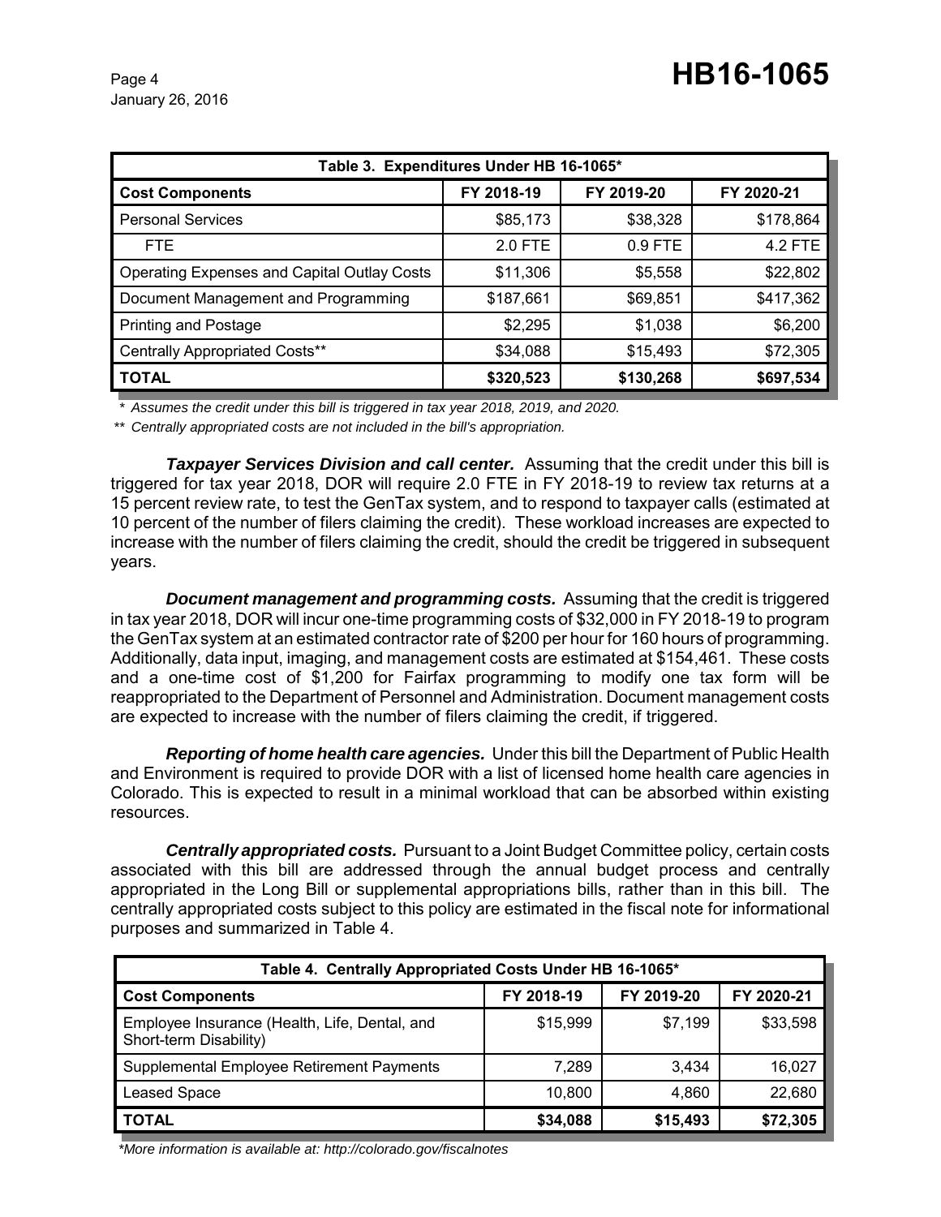| Table 3. Expenditures Under HB 16-1065* | | | |
|---|---|---|---|
| **Cost Components** | **FY 2018-19** | **FY 2019-20** | **FY 2020-21** |
| Personal Services | $85,173 | $38,328 | $178,864 |
| FTE | 2.0 FTE | 0.9 FTE | 4.2 FTE |
| Operating Expenses and Capital Outlay Costs | $11,306 | $5,558 | $22,802 |
| Document Management and Programming | $187,661 | $69,851 | $417,362 |
| Printing and Postage | $2,295 | $1,038 | $6,200 |
| Centrally Appropriated Costs** | $34,088 | $15,493 | $72,305 |
| **TOTAL** | **$320,523** | **$130,268** | **$697,534** |

*\* Assumes the credit under this bill is triggered in tax year 2018, 2019, and 2020.*

*\*\* Centrally appropriated costs are not included in the bill's appropriation.*

***Taxpayer Services Division and call center.*** Assuming that the credit under this bill is triggered for tax year 2018, DOR will require 2.0 FTE in FY 2018-19 to review tax returns at a 15 percent review rate, to test the GenTax system, and to respond to taxpayer calls (estimated at 10 percent of the number of filers claiming the credit). These workload increases are expected to increase with the number of filers claiming the credit, should the credit be triggered in subsequent years.

***Document management and programming costs.*** Assuming that the credit is triggered in tax year 2018, DOR will incur one-time programming costs of $32,000 in FY 2018-19 to program the GenTax system at an estimated contractor rate of $200 per hour for 160 hours of programming. Additionally, data input, imaging, and management costs are estimated at $154,461. These costs and a one-time cost of $1,200 for Fairfax programming to modify one tax form will be reappropriated to the Department of Personnel and Administration. Document management costs are expected to increase with the number of filers claiming the credit, if triggered.

***Reporting of home health care agencies.*** Under this bill the Department of Public Health and Environment is required to provide DOR with a list of licensed home health care agencies in Colorado. This is expected to result in a minimal workload that can be absorbed within existing resources.

***Centrally appropriated costs.*** Pursuant to a Joint Budget Committee policy, certain costs associated with this bill are addressed through the annual budget process and centrally appropriated in the Long Bill or supplemental appropriations bills, rather than in this bill. The centrally appropriated costs subject to this policy are estimated in the fiscal note for informational purposes and summarized in Table 4.

| Table 4. Centrally Appropriated Costs Under HB 16-1065* | | | |
|---|---|---|---|
| **Cost Components** | **FY 2018-19** | **FY 2019-20** | **FY 2020-21** |
| Employee Insurance (Health, Life, Dental, and Short-term Disability) | $15,999 | $7,199 | $33,598 |
| Supplemental Employee Retirement Payments | 7,289 | 3,434 | 16,027 |
| Leased Space | 10,800 | 4,860 | 22,680 |
| **TOTAL** | **$34,088** | **$15,493** | **$72,305** |

*\*More information is available at: http://colorado.gov/fiscalnotes*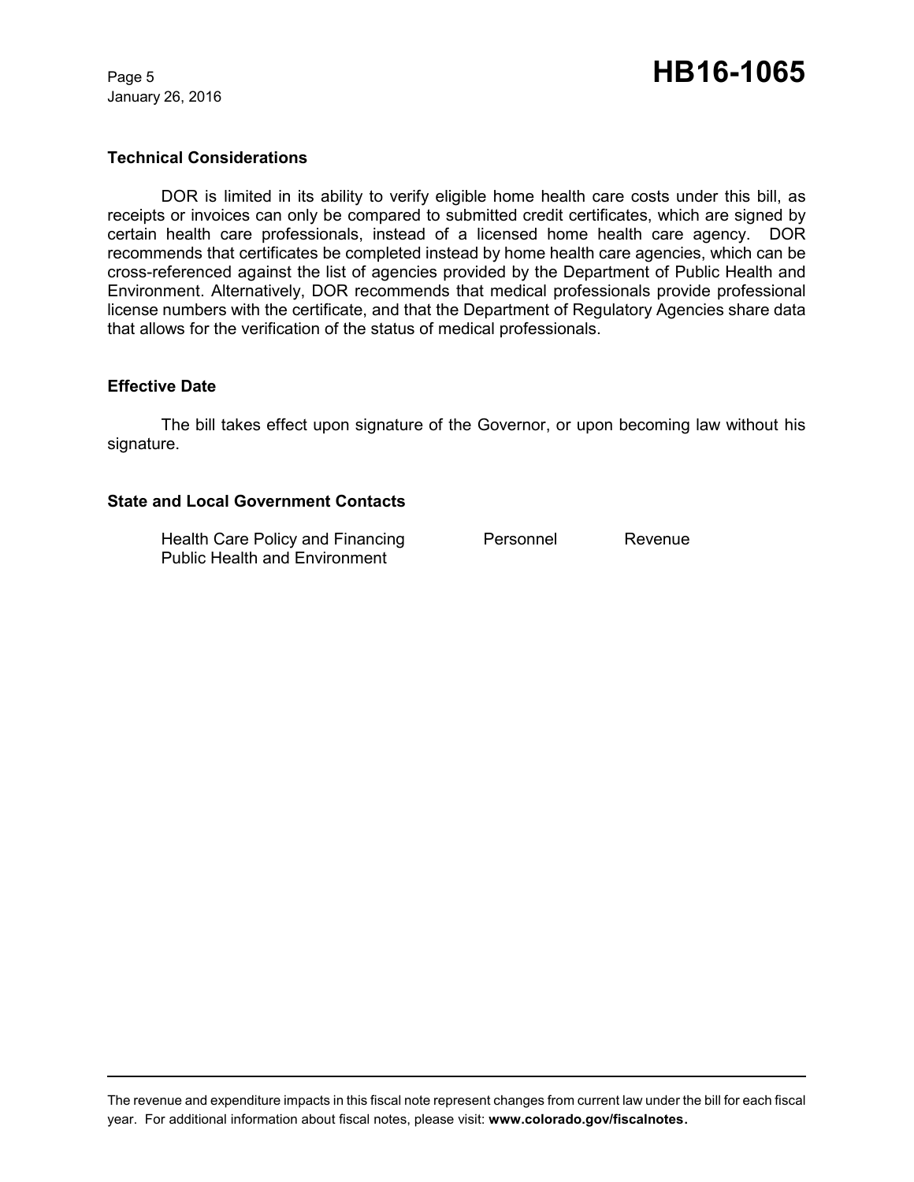## Technical Considerations

DOR is limited in its ability to verify eligible home health care costs under this bill, as receipts or invoices can only be compared to submitted credit certificates, which are signed by certain health care professionals, instead of a licensed home health care agency. DOR recommends that certificates be completed instead by home health care agencies, which can be cross-referenced against the list of agencies provided by the Department of Public Health and Environment. Alternatively, DOR recommends that medical professionals provide professional license numbers with the certificate, and that the Department of Regulatory Agencies share data that allows for the verification of the status of medical professionals.

## Effective Date

The bill takes effect upon signature of the Governor, or upon becoming law without his signature.

## State and Local Government Contacts

Health Care Policy and Financing
Personnel
Revenue
Public Health and Environment

The revenue and expenditure impacts in this fiscal note represent changes from current law under the bill for each fiscal year. For additional information about fiscal notes, please visit: **www.colorado.gov/fiscalnotes.**